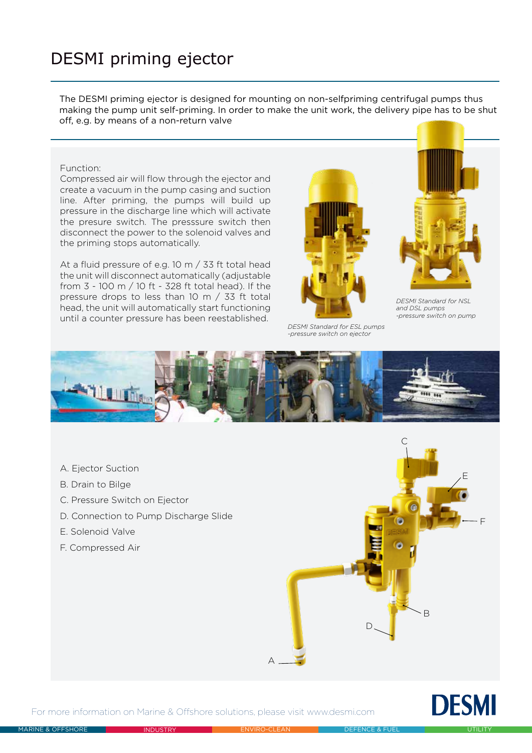# DESMI priming ejector

The DESMI priming ejector is designed for mounting on non-selfpriming centrifugal pumps thus making the pump unit self-priming. In order to make the unit work, the delivery pipe has to be shut off, e.g. by means of a non-return valve

Function:
Compressed air will flow through the ejector and create a vacuum in the pump casing and suction line. After priming, the pumps will build up pressure in the discharge line which will activate the presure switch. The presssure switch then disconnect the power to the solenoid valves and the priming stops automatically.

At a fluid pressure of e.g. 10 m / 33 ft total head the unit will disconnect automatically (adjustable from 3 - 100 m / 10 ft - 328 ft total head). If the pressure drops to less than 10 m / 33 ft total head, the unit will automatically start functioning until a counter pressure has been reestablished.

*DESMI Standard for ESL pumps -pressure switch on ejector*

*DESMI Standard for NSL and DSL pumps -pressure switch on pump*

A. Ejector Suction
B. Drain to Bilge
C. Pressure Switch on Ejector
D. Connection to Pump Discharge Slide
E. Solenoid Valve
F. Compressed Air

For more information on Marine & Offshore solutions, please visit www.desmi.com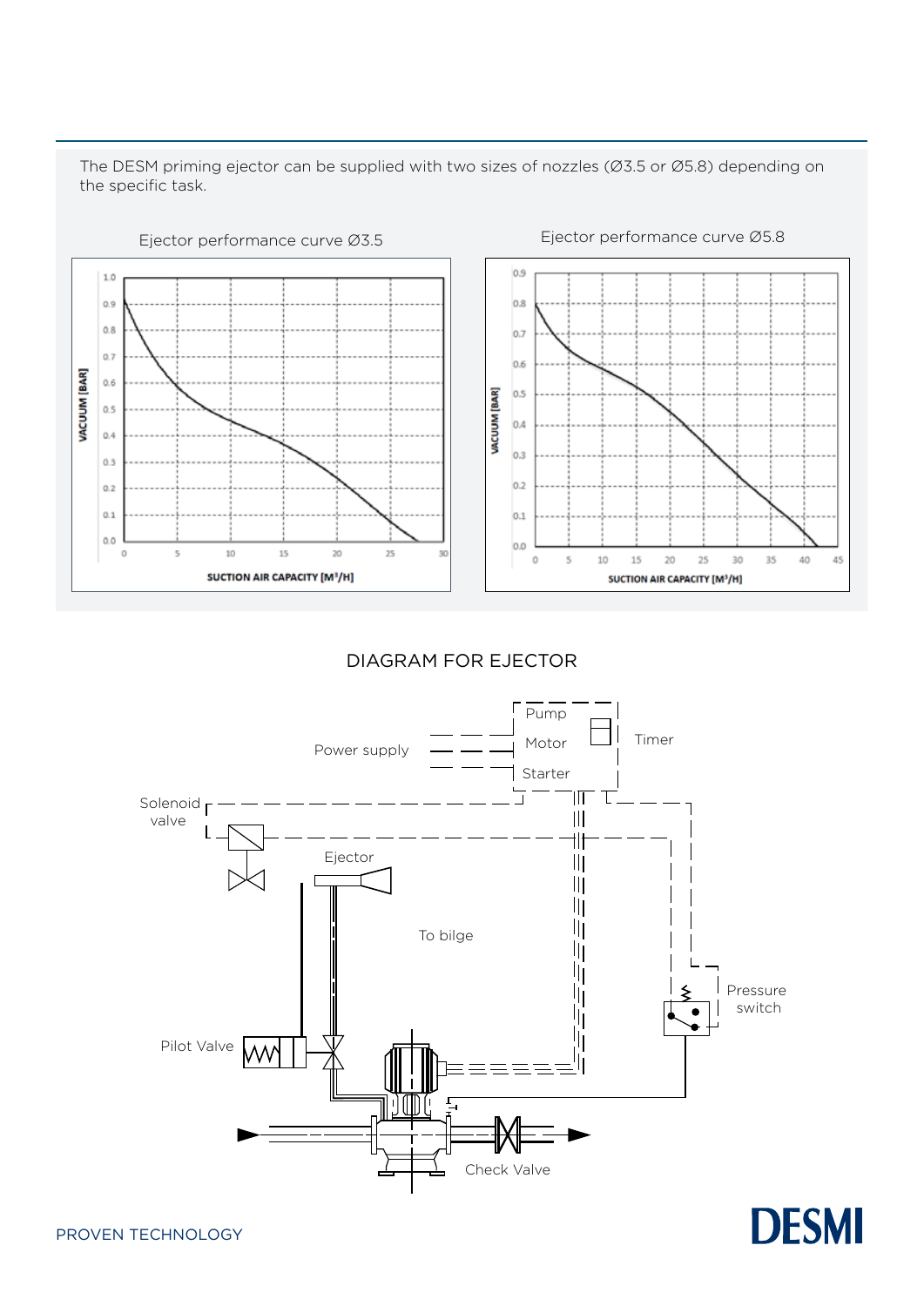The DESM priming ejector can be supplied with two sizes of nozzles (Ø3.5 or Ø5.8) depending on the specific task.

Ejector performance curve Ø3.5

VACUUM [BAR]

1.0
0.9
0.8
0.7
0.6
0.5
0.4
0.3
0.2
0.1
0.0

0 5 10 15 20 25 30

SUCTION AIR CAPACITY [M³/H]

Ejector performance curve Ø5.8

VACUUM [BAR]

0.9
0.8
0.7
0.6
0.5
0.4
0.3
0.2
0.1
0.0

0 5 10 15 20 25 30 35 40 45

SUCTION AIR CAPACITY [M³/H]

## DIAGRAM FOR EJECTOR

Pump
Motor
Starter
Timer
Power supply
Solenoid valve
Ejector
To bilge
Pressure switch
Pilot Valve
Check Valve

PROVEN TECHNOLOGY

DESMI